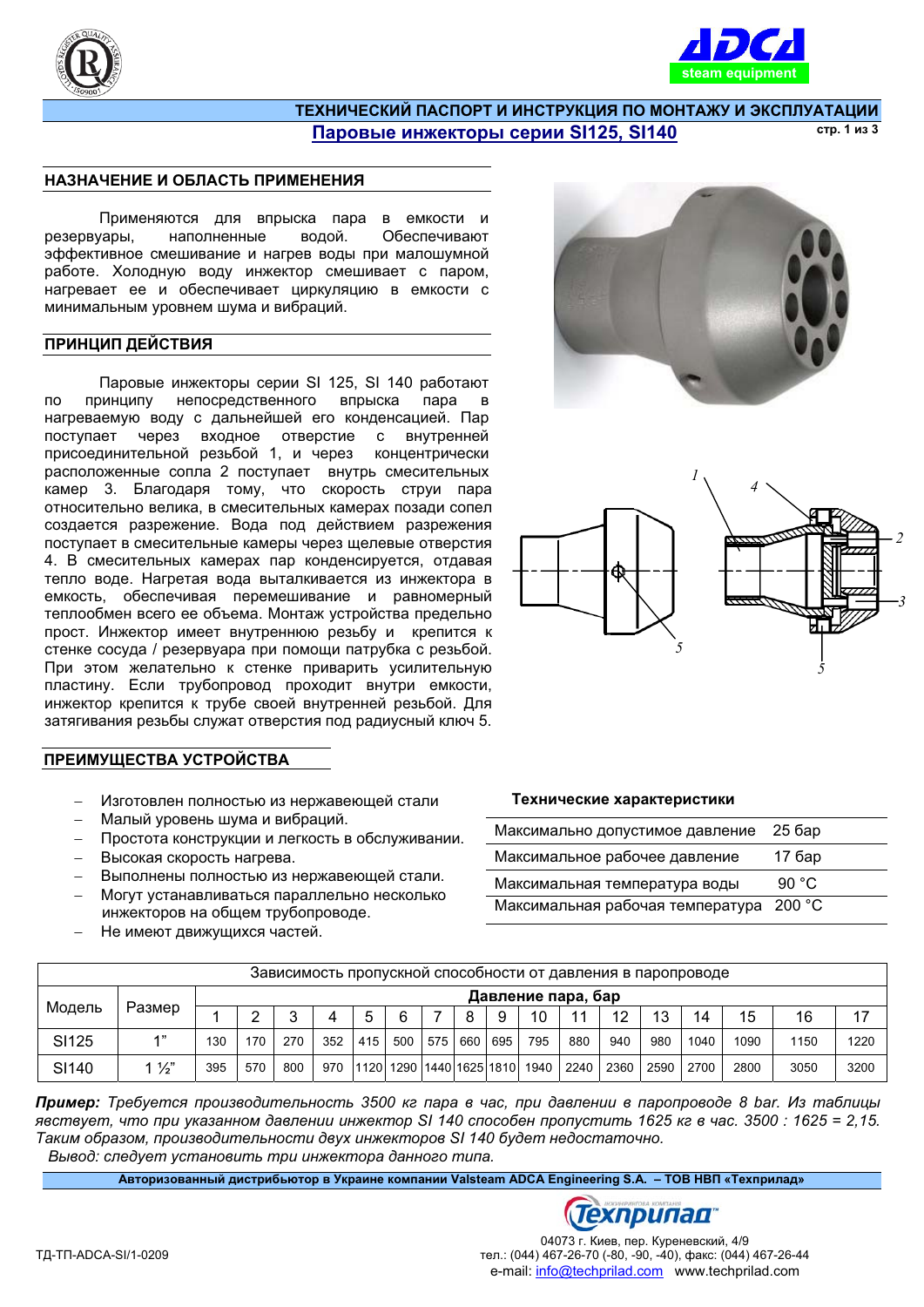# ТЕХНИЧЕСКИЙ ПАСПОРТ И ИНСТРУКЦИЯ ПО МОНТАЖУ И ЭКСПЛУАТАЦИИ

## Паровые инжекторы серии SI125, SI140

### НАЗНАЧЕНИЕ И ОБЛАСТЬ ПРИМЕНЕНИЯ

Применяются для впрыска пара в емкости и резервуары, наполненные водой. Обеспечивают эффективное смешивание и нагрев воды при малошумной работе. Холодную воду инжектор смешивает с паром, нагревает ее и обеспечивает циркуляцию в емкости с минимальным уровнем шума и вибраций.

### ПРИНЦИП ДЕЙСТВИЯ

Паровые инжекторы серии SI 125, SI 140 работают по принципу непосредственного впрыска пара в нагреваемую воду с дальнейшей его конденсацией. Пар поступает через входное отверстие с внутренней присоединительной резьбой 1, и через концентрически расположенные сопла 2 поступает внутрь смесительных камер 3. Благодаря тому, что скорость струи пара относительно велика, в смесительных камерах позади сопел создается разрежение. Вода под действием разрежения поступает в смесительные камеры через щелевые отверстия 4. В смесительных камерах пар конденсируется, отдавая тепло воде. Нагретая вода выталкивается из инжектора в емкость, обеспечивая перемешивание и равномерный теплообмен всего ее объема. Монтаж устройства предельно прост. Инжектор имеет внутреннюю резьбу и крепится к стенке сосуда / резервуара при помощи патрубка с резьбой. При этом желательно к стенке приварить усилительную пластину. Если трубопровод проходит внутри емкости, инжектор крепится к трубе своей внутренней резьбой. Для затягивания резьбы служат отверстия под радиусный ключ 5.

### ПРЕИМУЩЕСТВА УСТРОЙСТВА

- Изготовлен полностью из нержавеющей стали
- Малый уровень шума и вибраций.
- Простота конструкции и легкость в обслуживании.
- Высокая скорость нагрева.
- Выполнены полностью из нержавеющей стали.
- Могут устанавливаться параллельно несколько инжекторов на общем трубопроводе.
- Не имеют движущихся частей.

**Технические характеристики**

| | |
|---|---|
| Максимально допустимое давление | 25 бар |
| Максимальное рабочее давление | 17 бар |
| Максимальная температура воды | 90 °C |
| Максимальная рабочая температура | 200 °C |

| Зависимость пропускной способности от давления в паропроводе | | | | | | | | | | | | | | | | | | |
|---|---|---|---|---|---|---|---|---|---|---|---|---|---|---|---|---|---|---|
| Модель | Размер | Давление пара, бар | | | | | | | | | | | | | | | | |
| | | 1 | 2 | 3 | 4 | 5 | 6 | 7 | 8 | 9 | 10 | 11 | 12 | 13 | 14 | 15 | 16 | 17 |
| SI125 | 1" | 130 | 170 | 270 | 352 | 415 | 500 | 575 | 660 | 695 | 795 | 880 | 940 | 980 | 1040 | 1090 | 1150 | 1220 |
| SI140 | 1 ½" | 395 | 570 | 800 | 970 | 1120 | 1290 | 1440 | 1625 | 1810 | 1940 | 2240 | 2360 | 2590 | 2700 | 2800 | 3050 | 3200 |

***Пример:*** *Требуется производительность 3500 кг пара в час, при давлении в паропроводе 8 bar. Из таблицы явствует, что при указанном давлении инжектор SI 140 способен пропустить 1625 кг в час. 3500 : 1625 = 2,15. Таким образом, производительности двух инжекторов SI 140 будет недостаточно.*
*Вывод: следует установить три инжектора данного типа.*

**Авторизованный дистрибьютор в Украине компании Valsteam ADCA Engineering S.A. – ТОВ НВП «Техприлад»**

ТД-ТП-ADCA-SI/1-0209

04073 г. Киев, пер. Куреневский, 4/9
тел.: (044) 467-26-70 (-80, -90, -40), факс: (044) 467-26-44
e-mail: info@techprilad.com www.techprilad.com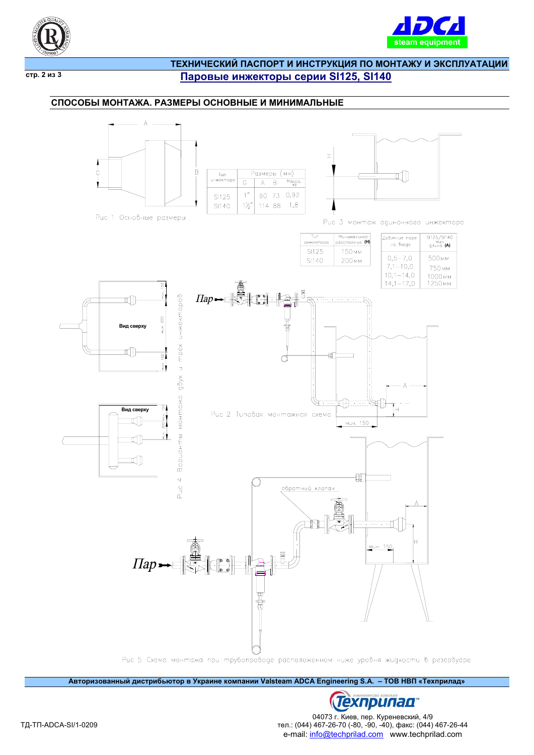## СПОСОБЫ МОНТАЖА. РАЗМЕРЫ ОСНОВНЫЕ И МИНИМАЛЬНЫЕ

| Тип инжектора | Размеры (мм) G | A | B | Масса, кг |
|---|---|---|---|---|
| SI125 | 1" | 90 | 73 | 0,92 |
| SI140 | 1½" | 114 | 88 | 1,8 |

Рис 1 Основные размеры

Рис 3 монтаж одиночного инжектора

| Тип инжектора | Минимальное расстояние **(H)** |
|---|---|
| SI125 | 150 мм |
| SI140 | 200 мм |

| Давление пара на входе | SI125/SI140 мин. длина **(A)** |
|---|---|
| 0,5 – 7,0 | 500 мм |
| 7,1 – 10,0 | 750 мм |
| 10,1 – 14,0 | 1000 мм |
| 14,1 – 17,0 | 1250 мм |

Пар

Вид сверху

Вид сверху

Рис 2 Типовая монтажная схема

Рис 4 Варианты монтажа двух и трех инжекторов

обратный клапан

Пар

Рис 5 Схема монтажа при трубопроводе расположенном ниже уровня жидкости в резервуаре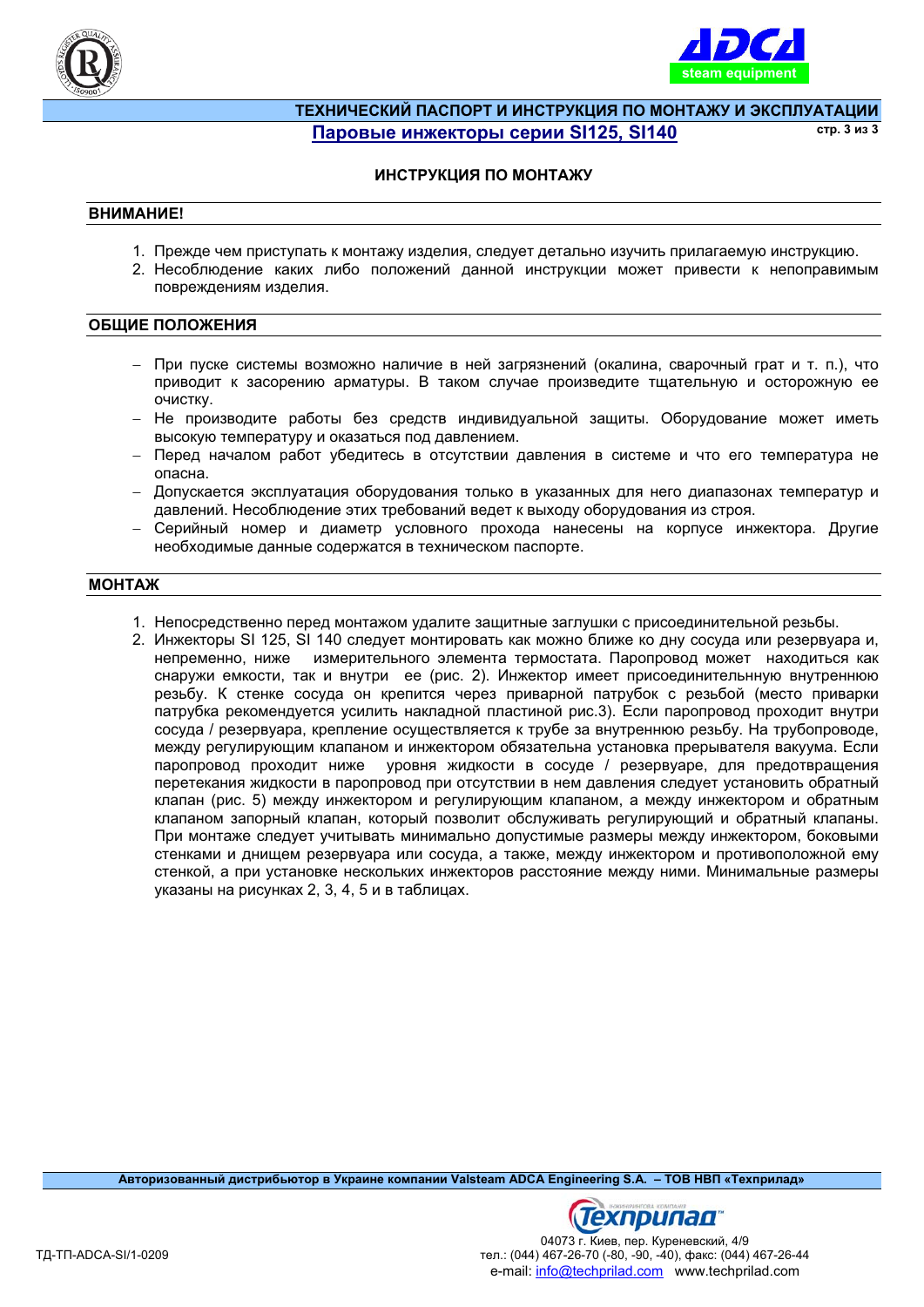## ИНСТРУКЦИЯ ПО МОНТАЖУ

### ВНИМАНИЕ!

1. Прежде чем приступать к монтажу изделия, следует детально изучить прилагаемую инструкцию.
2. Несоблюдение каких либо положений данной инструкции может привести к непоправимым повреждениям изделия.

### ОБЩИЕ ПОЛОЖЕНИЯ

- При пуске системы возможно наличие в ней загрязнений (окалина, сварочный грат и т. п.), что приводит к засорению арматуры. В таком случае произведите тщательную и осторожную ее очистку.
- Не производите работы без средств индивидуальной защиты. Оборудование может иметь высокую температуру и оказаться под давлением.
- Перед началом работ убедитесь в отсутствии давления в системе и что его температура не опасна.
- Допускается эксплуатация оборудования только в указанных для него диапазонах температур и давлений. Несоблюдение этих требований ведет к выходу оборудования из строя.
- Серийный номер и диаметр условного прохода нанесены на корпусе инжектора. Другие необходимые данные содержатся в техническом паспорте.

### МОНТАЖ

1. Непосредственно перед монтажом удалите защитные заглушки с присоединительной резьбы.
2. Инжекторы SI 125, SI 140 следует монтировать как можно ближе ко дну сосуда или резервуара и, непременно, ниже измерительного элемента термостата. Паропровод может находиться как снаружи емкости, так и внутри ее (рис. 2). Инжектор имеет присоединительнную внутреннюю резьбу. К стенке сосуда он крепится через приварной патрубок с резьбой (место приварки патрубка рекомендуется усилить накладной пластиной рис.3). Если паропровод проходит внутри сосуда / резервуара, крепление осуществляется к трубе за внутреннюю резьбу. На трубопроводе, между регулирующим клапаном и инжектором обязательна установка прерывателя вакуума. Если паропровод проходит ниже уровня жидкости в сосуде / резервуаре, для предотвращения перетекания жидкости в паропровод при отсутствии в нем давления следует установить обратный клапан (рис. 5) между инжектором и регулирующим клапаном, а между инжектором и обратным клапаном запорный клапан, который позволит обслуживать регулирующий и обратный клапаны. При монтаже следует учитывать минимально допустимые размеры между инжектором, боковыми стенками и днищем резервуара или сосуда, а также, между инжектором и противоположной ему стенкой, а при установке нескольких инжекторов расстояние между ними. Минимальные размеры указаны на рисунках 2, 3, 4, 5 и в таблицах.